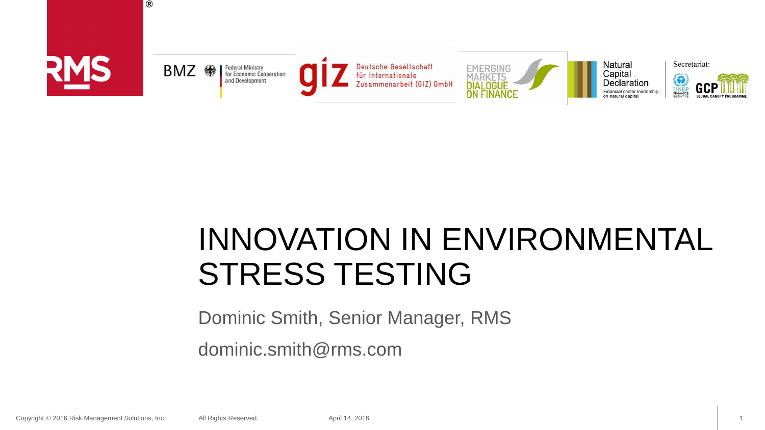# INNOVATION IN ENVIRONMENTAL STRESS TESTING

Dominic Smith, Senior Manager, RMS

dominic.smith@rms.com

Copyright © 2016 Risk Management Solutions, Inc. All Rights Reserved. April 14, 2016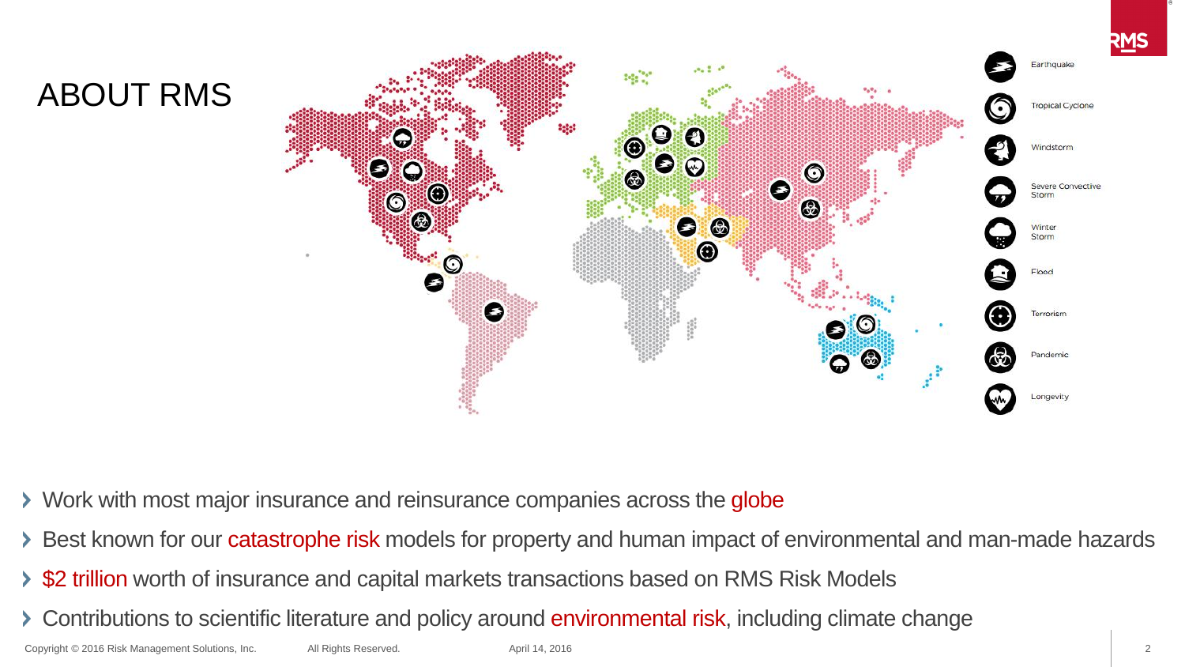# ABOUT RMS

Earthquake

Tropical Cyclone

Windstorm

Severe Convective Storm

Winter Storm

Flood

Terrorism

Pandemic

Longevity

- Work with most major insurance and reinsurance companies across the globe
- Best known for our catastrophe risk models for property and human impact of environmental and man-made hazards
- $2 trillion worth of insurance and capital markets transactions based on RMS Risk Models
- Contributions to scientific literature and policy around environmental risk, including climate change

Copyright © 2016 Risk Management Solutions, Inc. All Rights Reserved. April 14, 2016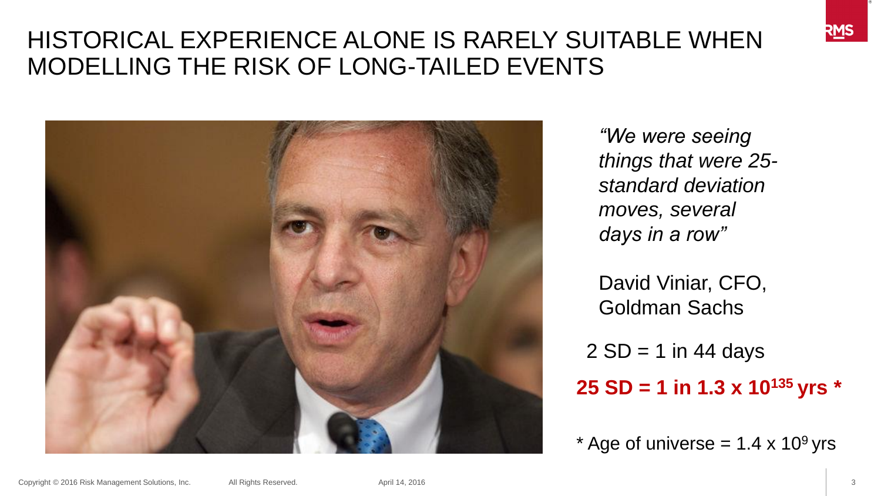# HISTORICAL EXPERIENCE ALONE IS RARELY SUITABLE WHEN MODELLING THE RISK OF LONG-TAILED EVENTS

*"We were seeing things that were 25-standard deviation moves, several days in a row"*

David Viniar, CFO, Goldman Sachs

2 SD = 1 in 44 days

**25 SD = 1 in 1.3 x $10^{135}$ yrs \***

\* Age of universe = 1.4 x $10^{9}$ yrs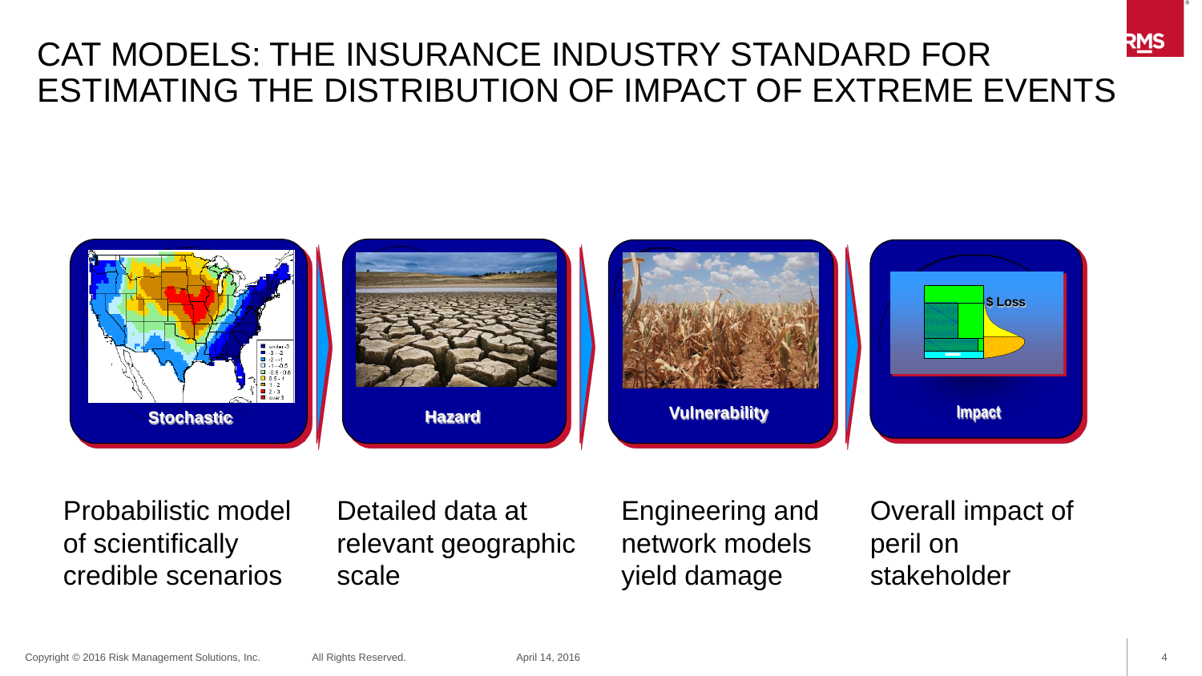# CAT MODELS: THE INSURANCE INDUSTRY STANDARD FOR ESTIMATING THE DISTRIBUTION OF IMPACT OF EXTREME EVENTS

**Stochastic** → **Hazard** → **Vulnerability** → **Impact**

under -3
-3 - -2
-2 - -1
-1 - -0.5
-0.5 - 0.5
0.5 - 1
1 - 2
2 - 3
over 3

$ Loss

| Stochastic | Hazard | Vulnerability | Impact |
| --- | --- | --- | --- |
| Probabilistic model of scientifically credible scenarios | Detailed data at relevant geographic scale | Engineering and network models yield damage | Overall impact of peril on stakeholder |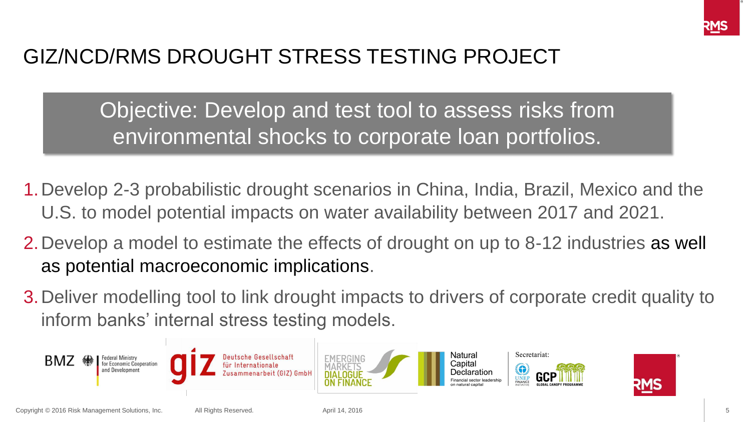# GIZ/NCD/RMS DROUGHT STRESS TESTING PROJECT

Objective: Develop and test tool to assess risks from environmental shocks to corporate loan portfolios.

1. Develop 2-3 probabilistic drought scenarios in China, India, Brazil, Mexico and the U.S. to model potential impacts on water availability between 2017 and 2021.
2. Develop a model to estimate the effects of drought on up to 8-12 industries as well as potential macroeconomic implications.
3. Deliver modelling tool to link drought impacts to drivers of corporate credit quality to inform banks' internal stress testing models.

BMZ Federal Ministry for Economic Cooperation and Development

giz Deutsche Gesellschaft für Internationale Zusammenarbeit (GIZ) GmbH

EMERGING MARKETS DIALOGUE ON FINANCE

Natural Capital Declaration Financial sector leadership on natural capital

Secretariat: UNEP FINANCE INITIATIVE GCP GLOBAL CANOPY PROGRAMME

RMS

Copyright © 2016 Risk Management Solutions, Inc. All Rights Reserved. April 14, 2016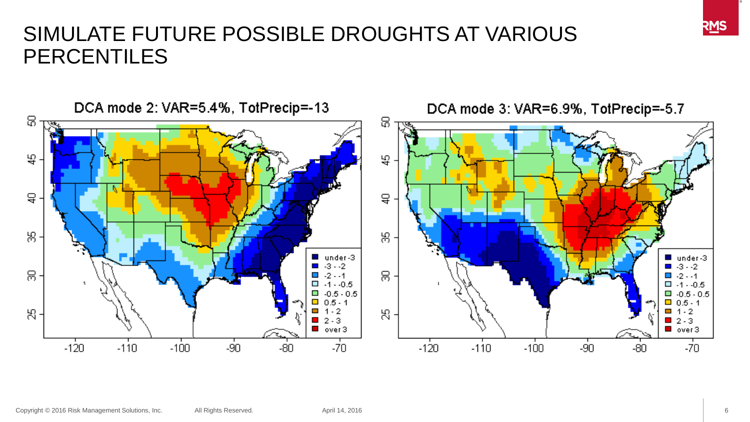# SIMULATE FUTURE POSSIBLE DROUGHTS AT VARIOUS PERCENTILES

DCA mode 2: VAR=5.4%, TotPrecip=-13

50
45
40
35
30
25

-120 -110 -100 -90 -80 -70

under -3
-3 - -2
-2 - -1
-1 - -0.5
-0.5 - 0.5
0.5 - 1
1 - 2
2 - 3
over 3

DCA mode 3: VAR=6.9%, TotPrecip=-5.7

50
45
40
35
30
25

-120 -110 -100 -90 -80 -70

under -3
-3 - -2
-2 - -1
-1 - -0.5
-0.5 - 0.5
0.5 - 1
1 - 2
2 - 3
over 3

Copyright © 2016 Risk Management Solutions, Inc. All Rights Reserved. April 14, 2016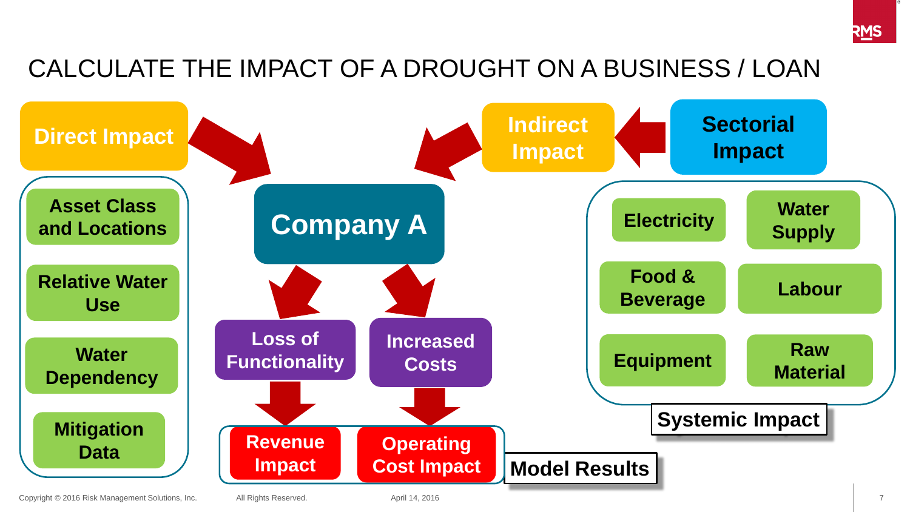# CALCULATE THE IMPACT OF A DROUGHT ON A BUSINESS / LOAN

**Direct Impact**

- Asset Class and Locations
- Relative Water Use
- Water Dependency
- Mitigation Data

**Indirect Impact**

**Sectorial Impact**

- Electricity
- Water Supply
- Food & Beverage
- Labour
- Equipment
- Raw Material

**Systemic Impact**

**Company A**

- Loss of Functionality → Revenue Impact
- Increased Costs → Operating Cost Impact

**Model Results**

Copyright © 2016 Risk Management Solutions, Inc. All Rights Reserved. April 14, 2016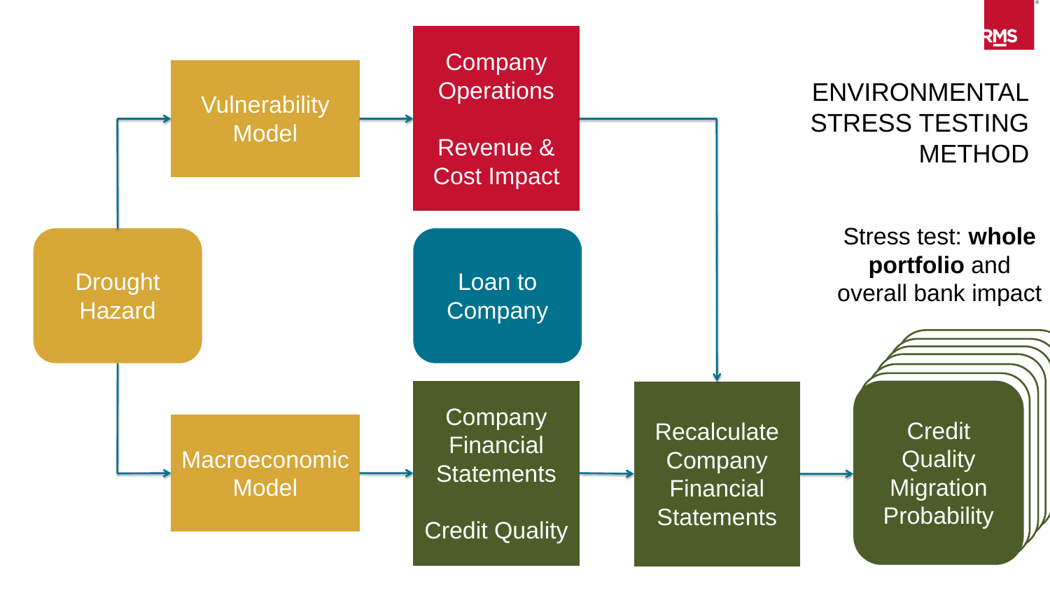# ENVIRONMENTAL STRESS TESTING METHOD

Stress test: **whole portfolio** and overall bank impact

Drought Hazard

Vulnerability Model

Macroeconomic Model

Company Operations

Revenue & Cost Impact

Loan to Company

Company Financial Statements

Credit Quality

Recalculate Company Financial Statements

Credit Quality Migration Probability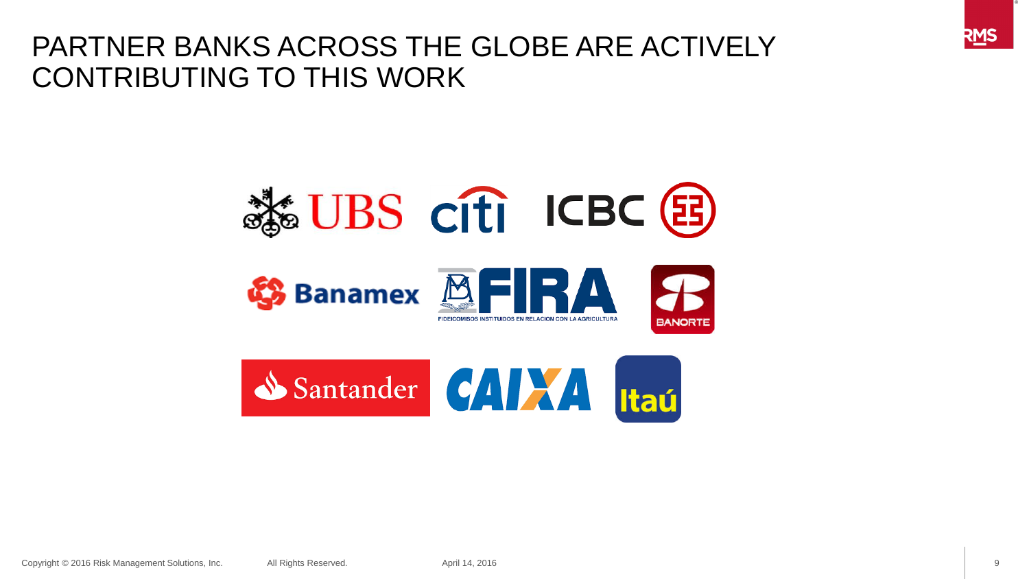# PARTNER BANKS ACROSS THE GLOBE ARE ACTIVELY CONTRIBUTING TO THIS WORK

UBS

citi

ICBC

Banamex

FIRA

FIDEICOMISOS INSTITUIDOS EN RELACION CON LA AGRICULTURA

BANORTE

Santander

CAIXA

Itaú